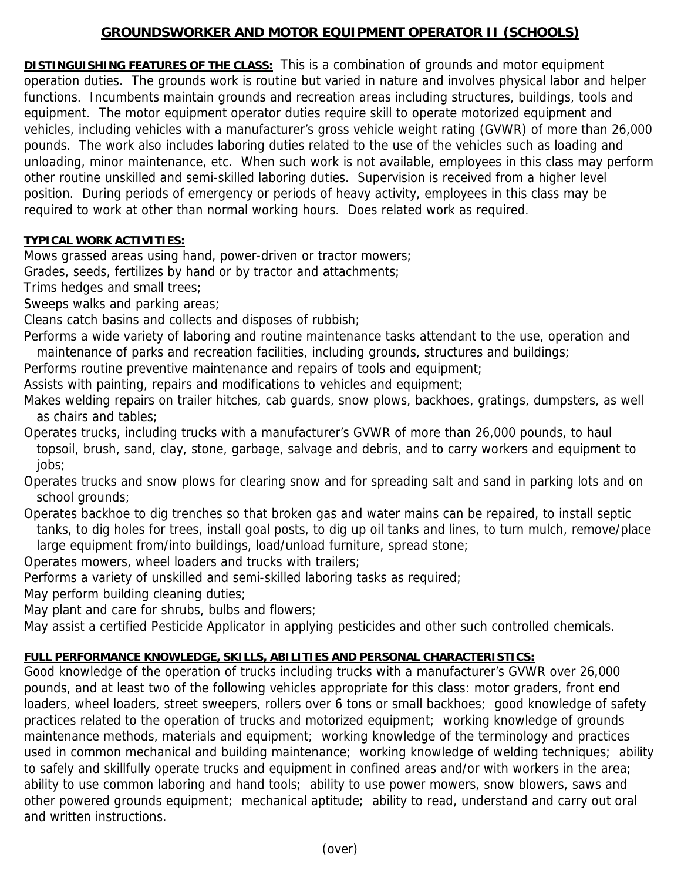# GROUNDSWORKER AND MOTOR EQUIPMENT OPERATOR II (SCHOOLS)

**DISTINGUISHING FEATURES OF THE CLASS:** This is a combination of grounds and motor equipment operation duties. The grounds work is routine but varied in nature and involves physical labor and helper functions. Incumbents maintain grounds and recreation areas including structures, buildings, tools and equipment. The motor equipment operator duties require skill to operate motorized equipment and vehicles, including vehicles with a manufacturer's gross vehicle weight rating (GVWR) of more than 26,000 pounds. The work also includes laboring duties related to the use of the vehicles such as loading and unloading, minor maintenance, etc. When such work is not available, employees in this class may perform other routine unskilled and semi-skilled laboring duties. Supervision is received from a higher level position. During periods of emergency or periods of heavy activity, employees in this class may be required to work at other than normal working hours. Does related work as required.

**TYPICAL WORK ACTIVITIES:**

Mows grassed areas using hand, power-driven or tractor mowers;
Grades, seeds, fertilizes by hand or by tractor and attachments;
Trims hedges and small trees;
Sweeps walks and parking areas;
Cleans catch basins and collects and disposes of rubbish;
Performs a wide variety of laboring and routine maintenance tasks attendant to the use, operation and maintenance of parks and recreation facilities, including grounds, structures and buildings;
Performs routine preventive maintenance and repairs of tools and equipment;
Assists with painting, repairs and modifications to vehicles and equipment;
Makes welding repairs on trailer hitches, cab guards, snow plows, backhoes, gratings, dumpsters, as well as chairs and tables;
Operates trucks, including trucks with a manufacturer's GVWR of more than 26,000 pounds, to haul topsoil, brush, sand, clay, stone, garbage, salvage and debris, and to carry workers and equipment to jobs;
Operates trucks and snow plows for clearing snow and for spreading salt and sand in parking lots and on school grounds;
Operates backhoe to dig trenches so that broken gas and water mains can be repaired, to install septic tanks, to dig holes for trees, install goal posts, to dig up oil tanks and lines, to turn mulch, remove/place large equipment from/into buildings, load/unload furniture, spread stone;
Operates mowers, wheel loaders and trucks with trailers;
Performs a variety of unskilled and semi-skilled laboring tasks as required;
May perform building cleaning duties;
May plant and care for shrubs, bulbs and flowers;
May assist a certified Pesticide Applicator in applying pesticides and other such controlled chemicals.

**FULL PERFORMANCE KNOWLEDGE, SKILLS, ABILITIES AND PERSONAL CHARACTERISTICS:**
Good knowledge of the operation of trucks including trucks with a manufacturer's GVWR over 26,000 pounds, and at least two of the following vehicles appropriate for this class: motor graders, front end loaders, wheel loaders, street sweepers, rollers over 6 tons or small backhoes; good knowledge of safety practices related to the operation of trucks and motorized equipment; working knowledge of grounds maintenance methods, materials and equipment; working knowledge of the terminology and practices used in common mechanical and building maintenance; working knowledge of welding techniques; ability to safely and skillfully operate trucks and equipment in confined areas and/or with workers in the area; ability to use common laboring and hand tools; ability to use power mowers, snow blowers, saws and other powered grounds equipment; mechanical aptitude; ability to read, understand and carry out oral and written instructions.

(over)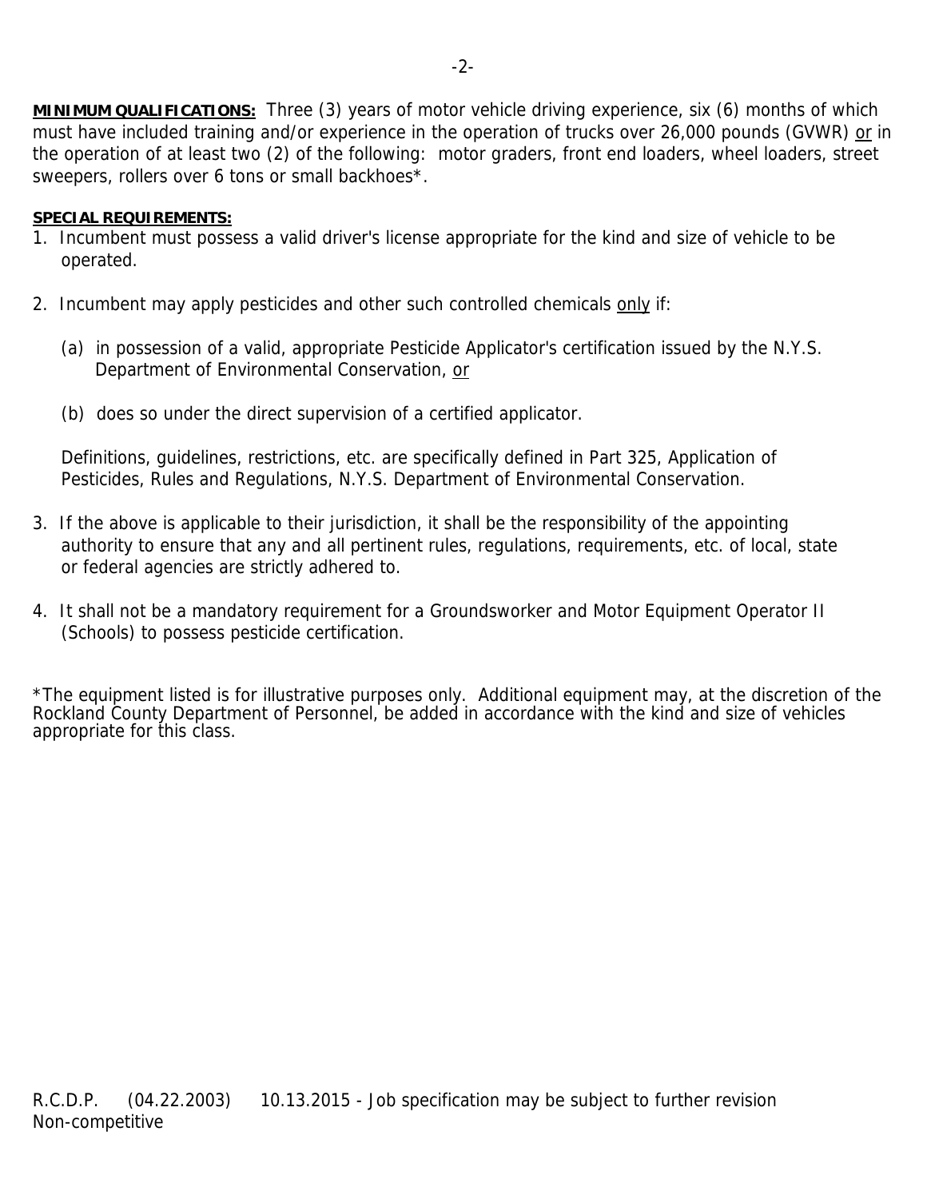**MINIMUM QUALIFICATIONS:** Three (3) years of motor vehicle driving experience, six (6) months of which must have included training and/or experience in the operation of trucks over 26,000 pounds (GVWR) or in the operation of at least two (2) of the following: motor graders, front end loaders, wheel loaders, street sweepers, rollers over 6 tons or small backhoes*.

**SPECIAL REQUIREMENTS:**

1. Incumbent must possess a valid driver's license appropriate for the kind and size of vehicle to be operated.

2. Incumbent may apply pesticides and other such controlled chemicals only if:

   (a) in possession of a valid, appropriate Pesticide Applicator's certification issued by the N.Y.S. Department of Environmental Conservation, or

   (b) does so under the direct supervision of a certified applicator.

   Definitions, guidelines, restrictions, etc. are specifically defined in Part 325, Application of Pesticides, Rules and Regulations, N.Y.S. Department of Environmental Conservation.

3. If the above is applicable to their jurisdiction, it shall be the responsibility of the appointing authority to ensure that any and all pertinent rules, regulations, requirements, etc. of local, state or federal agencies are strictly adhered to.

4. It shall not be a mandatory requirement for a Groundsworker and Motor Equipment Operator II (Schools) to possess pesticide certification.

*The equipment listed is for illustrative purposes only. Additional equipment may, at the discretion of the Rockland County Department of Personnel, be added in accordance with the kind and size of vehicles appropriate for this class.

R.C.D.P. (04.22.2003) 10.13.2015 - Job specification may be subject to further revision
Non-competitive